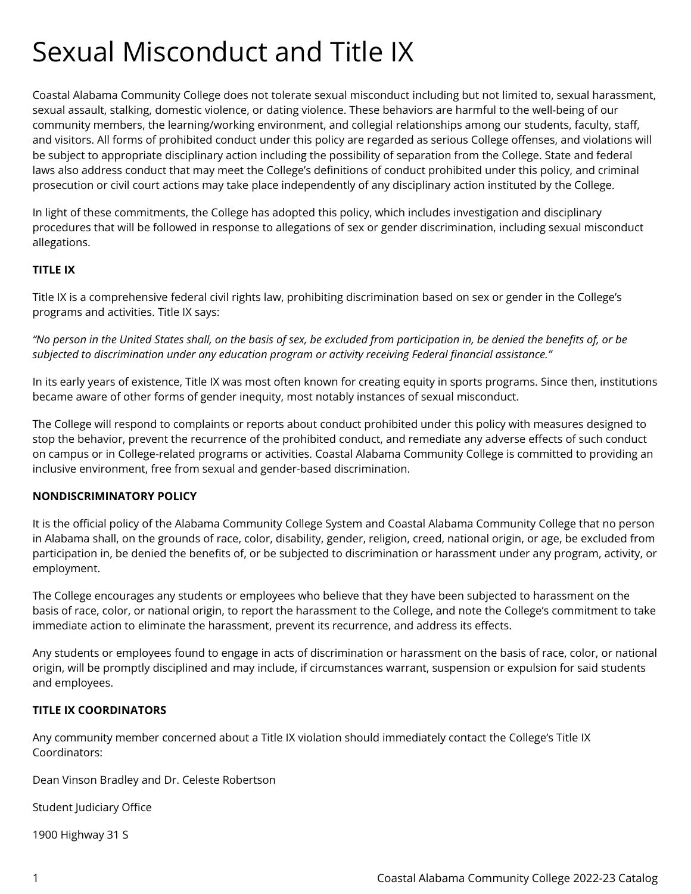# Sexual Misconduct and Title IX

Coastal Alabama Community College does not tolerate sexual misconduct including but not limited to, sexual harassment, sexual assault, stalking, domestic violence, or dating violence. These behaviors are harmful to the well-being of our community members, the learning/working environment, and collegial relationships among our students, faculty, staff, and visitors. All forms of prohibited conduct under this policy are regarded as serious College offenses, and violations will be subject to appropriate disciplinary action including the possibility of separation from the College. State and federal laws also address conduct that may meet the College's definitions of conduct prohibited under this policy, and criminal prosecution or civil court actions may take place independently of any disciplinary action instituted by the College.

In light of these commitments, the College has adopted this policy, which includes investigation and disciplinary procedures that will be followed in response to allegations of sex or gender discrimination, including sexual misconduct allegations.

**TITLE IX**

Title IX is a comprehensive federal civil rights law, prohibiting discrimination based on sex or gender in the College's programs and activities. Title IX says:

*"No person in the United States shall, on the basis of sex, be excluded from participation in, be denied the benefits of, or be subjected to discrimination under any education program or activity receiving Federal financial assistance."*

In its early years of existence, Title IX was most often known for creating equity in sports programs. Since then, institutions became aware of other forms of gender inequity, most notably instances of sexual misconduct.

The College will respond to complaints or reports about conduct prohibited under this policy with measures designed to stop the behavior, prevent the recurrence of the prohibited conduct, and remediate any adverse effects of such conduct on campus or in College-related programs or activities. Coastal Alabama Community College is committed to providing an inclusive environment, free from sexual and gender-based discrimination.

**NONDISCRIMINATORY POLICY**

It is the official policy of the Alabama Community College System and Coastal Alabama Community College that no person in Alabama shall, on the grounds of race, color, disability, gender, religion, creed, national origin, or age, be excluded from participation in, be denied the benefits of, or be subjected to discrimination or harassment under any program, activity, or employment.

The College encourages any students or employees who believe that they have been subjected to harassment on the basis of race, color, or national origin, to report the harassment to the College, and note the College's commitment to take immediate action to eliminate the harassment, prevent its recurrence, and address its effects.

Any students or employees found to engage in acts of discrimination or harassment on the basis of race, color, or national origin, will be promptly disciplined and may include, if circumstances warrant, suspension or expulsion for said students and employees.

**TITLE IX COORDINATORS**

Any community member concerned about a Title IX violation should immediately contact the College's Title IX Coordinators:

Dean Vinson Bradley and Dr. Celeste Robertson

Student Judiciary Office

1900 Highway 31 S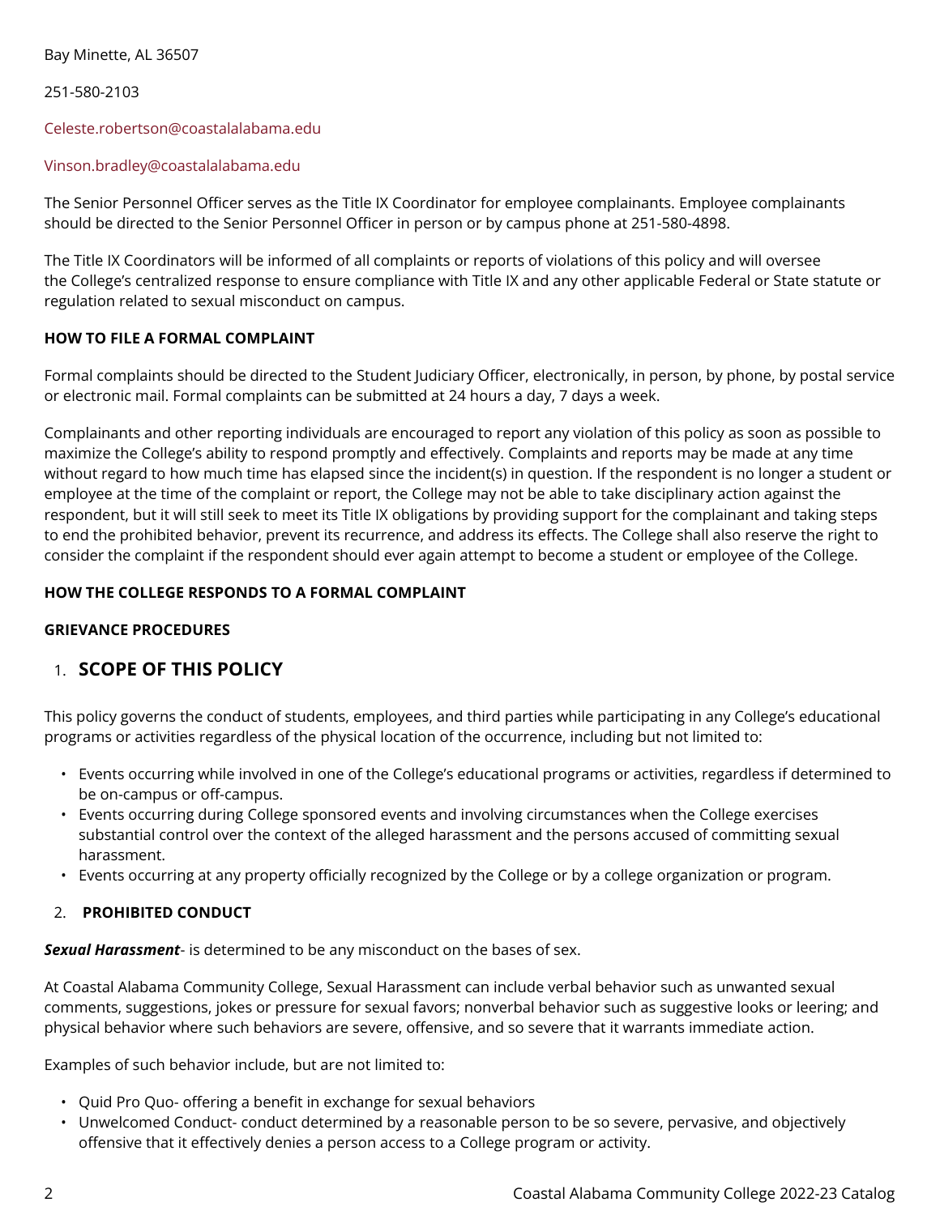Bay Minette, AL 36507

251-580-2103

Celeste.robertson@coastalalabama.edu

Vinson.bradley@coastalalabama.edu

The Senior Personnel Officer serves as the Title IX Coordinator for employee complainants. Employee complainants should be directed to the Senior Personnel Officer in person or by campus phone at 251-580-4898.

The Title IX Coordinators will be informed of all complaints or reports of violations of this policy and will oversee the College's centralized response to ensure compliance with Title IX and any other applicable Federal or State statute or regulation related to sexual misconduct on campus.

**HOW TO FILE A FORMAL COMPLAINT**

Formal complaints should be directed to the Student Judiciary Officer, electronically, in person, by phone, by postal service or electronic mail. Formal complaints can be submitted at 24 hours a day, 7 days a week.

Complainants and other reporting individuals are encouraged to report any violation of this policy as soon as possible to maximize the College's ability to respond promptly and effectively. Complaints and reports may be made at any time without regard to how much time has elapsed since the incident(s) in question. If the respondent is no longer a student or employee at the time of the complaint or report, the College may not be able to take disciplinary action against the respondent, but it will still seek to meet its Title IX obligations by providing support for the complainant and taking steps to end the prohibited behavior, prevent its recurrence, and address its effects. The College shall also reserve the right to consider the complaint if the respondent should ever again attempt to become a student or employee of the College.

**HOW THE COLLEGE RESPONDS TO A FORMAL COMPLAINT**

**GRIEVANCE PROCEDURES**

## 1. SCOPE OF THIS POLICY

This policy governs the conduct of students, employees, and third parties while participating in any College's educational programs or activities regardless of the physical location of the occurrence, including but not limited to:

- Events occurring while involved in one of the College's educational programs or activities, regardless if determined to be on-campus or off-campus.
- Events occurring during College sponsored events and involving circumstances when the College exercises substantial control over the context of the alleged harassment and the persons accused of committing sexual harassment.
- Events occurring at any property officially recognized by the College or by a college organization or program.

**2. PROHIBITED CONDUCT**

***Sexual Harassment***- is determined to be any misconduct on the bases of sex.

At Coastal Alabama Community College, Sexual Harassment can include verbal behavior such as unwanted sexual comments, suggestions, jokes or pressure for sexual favors; nonverbal behavior such as suggestive looks or leering; and physical behavior where such behaviors are severe, offensive, and so severe that it warrants immediate action.

Examples of such behavior include, but are not limited to:

- Quid Pro Quo- offering a benefit in exchange for sexual behaviors
- Unwelcomed Conduct- conduct determined by a reasonable person to be so severe, pervasive, and objectively offensive that it effectively denies a person access to a College program or activity.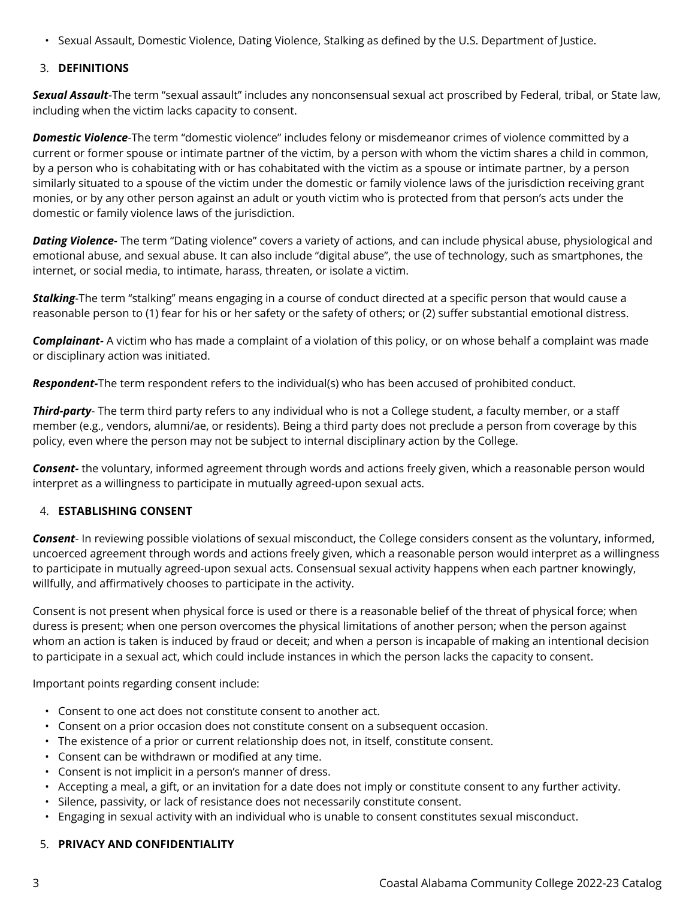- Sexual Assault, Domestic Violence, Dating Violence, Stalking as defined by the U.S. Department of Justice.

3. **DEFINITIONS**

***Sexual Assault***-The term “sexual assault” includes any nonconsensual sexual act proscribed by Federal, tribal, or State law, including when the victim lacks capacity to consent.

***Domestic Violence***-The term “domestic violence” includes felony or misdemeanor crimes of violence committed by a current or former spouse or intimate partner of the victim, by a person with whom the victim shares a child in common, by a person who is cohabitating with or has cohabitated with the victim as a spouse or intimate partner, by a person similarly situated to a spouse of the victim under the domestic or family violence laws of the jurisdiction receiving grant monies, or by any other person against an adult or youth victim who is protected from that person’s acts under the domestic or family violence laws of the jurisdiction.

***Dating Violence-*** The term “Dating violence” covers a variety of actions, and can include physical abuse, physiological and emotional abuse, and sexual abuse. It can also include “digital abuse”, the use of technology, such as smartphones, the internet, or social media, to intimate, harass, threaten, or isolate a victim.

***Stalking***-The term “stalking” means engaging in a course of conduct directed at a specific person that would cause a reasonable person to (1) fear for his or her safety or the safety of others; or (2) suffer substantial emotional distress.

***Complainant-*** A victim who has made a complaint of a violation of this policy, or on whose behalf a complaint was made or disciplinary action was initiated.

***Respondent-***The term respondent refers to the individual(s) who has been accused of prohibited conduct.

***Third-party***- The term third party refers to any individual who is not a College student, a faculty member, or a staff member (e.g., vendors, alumni/ae, or residents). Being a third party does not preclude a person from coverage by this policy, even where the person may not be subject to internal disciplinary action by the College.

***Consent-*** the voluntary, informed agreement through words and actions freely given, which a reasonable person would interpret as a willingness to participate in mutually agreed-upon sexual acts.

4. **ESTABLISHING CONSENT**

***Consent***- In reviewing possible violations of sexual misconduct, the College considers consent as the voluntary, informed, uncoerced agreement through words and actions freely given, which a reasonable person would interpret as a willingness to participate in mutually agreed-upon sexual acts. Consensual sexual activity happens when each partner knowingly, willfully, and affirmatively chooses to participate in the activity.

Consent is not present when physical force is used or there is a reasonable belief of the threat of physical force; when duress is present; when one person overcomes the physical limitations of another person; when the person against whom an action is taken is induced by fraud or deceit; and when a person is incapable of making an intentional decision to participate in a sexual act, which could include instances in which the person lacks the capacity to consent.

Important points regarding consent include:

- Consent to one act does not constitute consent to another act.
- Consent on a prior occasion does not constitute consent on a subsequent occasion.
- The existence of a prior or current relationship does not, in itself, constitute consent.
- Consent can be withdrawn or modified at any time.
- Consent is not implicit in a person’s manner of dress.
- Accepting a meal, a gift, or an invitation for a date does not imply or constitute consent to any further activity.
- Silence, passivity, or lack of resistance does not necessarily constitute consent.
- Engaging in sexual activity with an individual who is unable to consent constitutes sexual misconduct.

5. **PRIVACY AND CONFIDENTIALITY**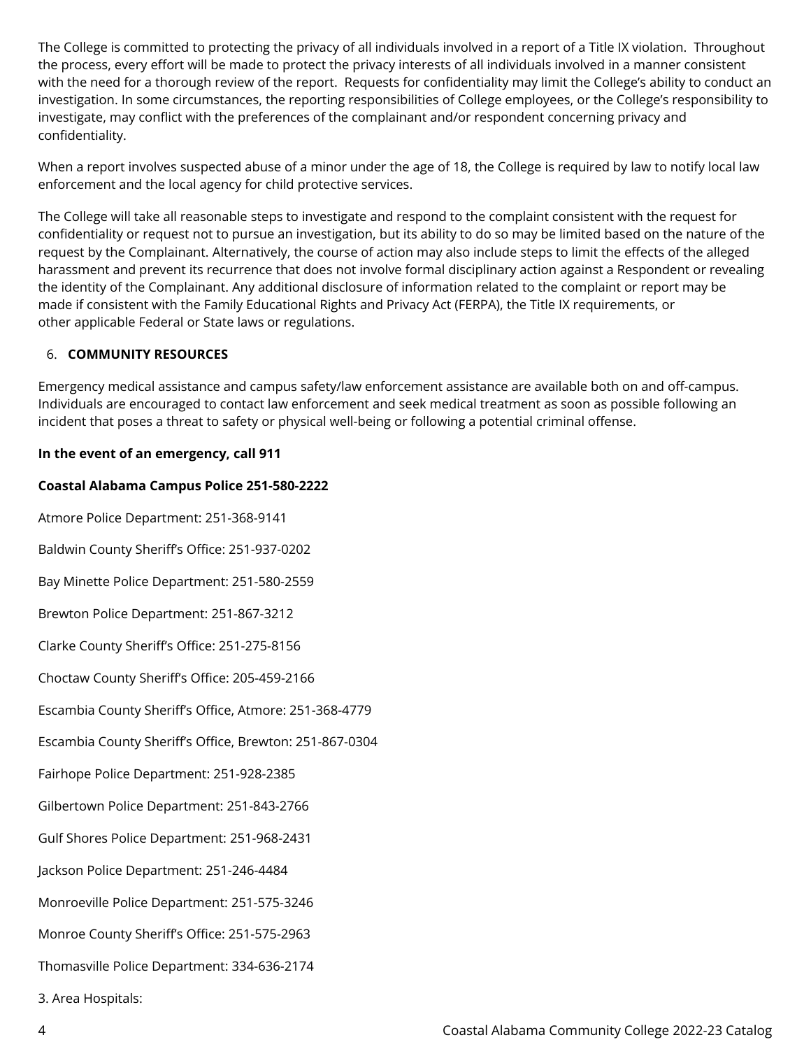The College is committed to protecting the privacy of all individuals involved in a report of a Title IX violation. Throughout the process, every effort will be made to protect the privacy interests of all individuals involved in a manner consistent with the need for a thorough review of the report. Requests for confidentiality may limit the College's ability to conduct an investigation. In some circumstances, the reporting responsibilities of College employees, or the College's responsibility to investigate, may conflict with the preferences of the complainant and/or respondent concerning privacy and confidentiality.

When a report involves suspected abuse of a minor under the age of 18, the College is required by law to notify local law enforcement and the local agency for child protective services.

The College will take all reasonable steps to investigate and respond to the complaint consistent with the request for confidentiality or request not to pursue an investigation, but its ability to do so may be limited based on the nature of the request by the Complainant. Alternatively, the course of action may also include steps to limit the effects of the alleged harassment and prevent its recurrence that does not involve formal disciplinary action against a Respondent or revealing the identity of the Complainant. Any additional disclosure of information related to the complaint or report may be made if consistent with the Family Educational Rights and Privacy Act (FERPA), the Title IX requirements, or other applicable Federal or State laws or regulations.

6. **COMMUNITY RESOURCES**

Emergency medical assistance and campus safety/law enforcement assistance are available both on and off-campus. Individuals are encouraged to contact law enforcement and seek medical treatment as soon as possible following an incident that poses a threat to safety or physical well-being or following a potential criminal offense.

**In the event of an emergency, call 911**

**Coastal Alabama Campus Police 251-580-2222**

Atmore Police Department: 251-368-9141

Baldwin County Sheriff's Office: 251-937-0202

Bay Minette Police Department: 251-580-2559

Brewton Police Department: 251-867-3212

Clarke County Sheriff's Office: 251-275-8156

Choctaw County Sheriff's Office: 205-459-2166

Escambia County Sheriff's Office, Atmore: 251-368-4779

Escambia County Sheriff's Office, Brewton: 251-867-0304

Fairhope Police Department: 251-928-2385

Gilbertown Police Department: 251-843-2766

Gulf Shores Police Department: 251-968-2431

Jackson Police Department: 251-246-4484

Monroeville Police Department: 251-575-3246

Monroe County Sheriff's Office: 251-575-2963

Thomasville Police Department: 334-636-2174

3. Area Hospitals: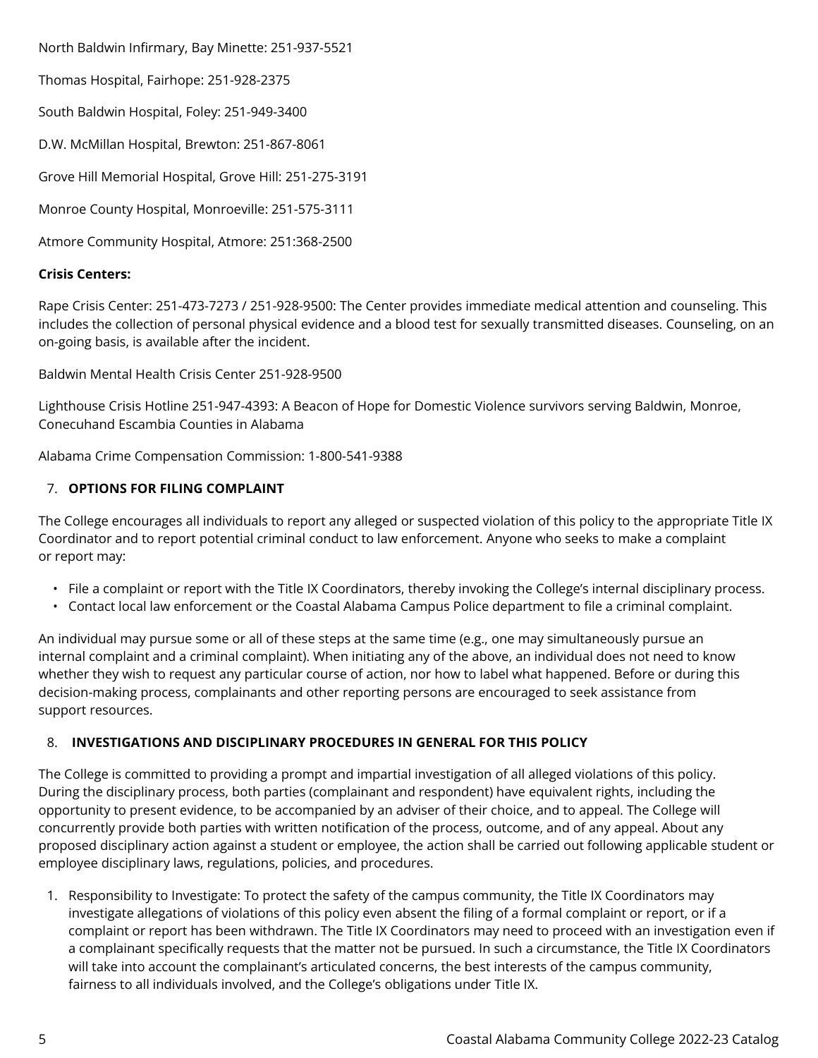North Baldwin Infirmary, Bay Minette: 251-937-5521

Thomas Hospital, Fairhope: 251-928-2375

South Baldwin Hospital, Foley: 251-949-3400

D.W. McMillan Hospital, Brewton: 251-867-8061

Grove Hill Memorial Hospital, Grove Hill: 251-275-3191

Monroe County Hospital, Monroeville: 251-575-3111

Atmore Community Hospital, Atmore: 251:368-2500

**Crisis Centers:**

Rape Crisis Center: 251-473-7273 / 251-928-9500: The Center provides immediate medical attention and counseling. This includes the collection of personal physical evidence and a blood test for sexually transmitted diseases. Counseling, on an on-going basis, is available after the incident.

Baldwin Mental Health Crisis Center 251-928-9500

Lighthouse Crisis Hotline 251-947-4393: A Beacon of Hope for Domestic Violence survivors serving Baldwin, Monroe, Conecuhand Escambia Counties in Alabama

Alabama Crime Compensation Commission: 1-800-541-9388

7. **OPTIONS FOR FILING COMPLAINT**

The College encourages all individuals to report any alleged or suspected violation of this policy to the appropriate Title IX Coordinator and to report potential criminal conduct to law enforcement. Anyone who seeks to make a complaint or report may:

- File a complaint or report with the Title IX Coordinators, thereby invoking the College's internal disciplinary process.
- Contact local law enforcement or the Coastal Alabama Campus Police department to file a criminal complaint.

An individual may pursue some or all of these steps at the same time (e.g., one may simultaneously pursue an internal complaint and a criminal complaint). When initiating any of the above, an individual does not need to know whether they wish to request any particular course of action, nor how to label what happened. Before or during this decision-making process, complainants and other reporting persons are encouraged to seek assistance from support resources.

8. **INVESTIGATIONS AND DISCIPLINARY PROCEDURES IN GENERAL FOR THIS POLICY**

The College is committed to providing a prompt and impartial investigation of all alleged violations of this policy. During the disciplinary process, both parties (complainant and respondent) have equivalent rights, including the opportunity to present evidence, to be accompanied by an adviser of their choice, and to appeal. The College will concurrently provide both parties with written notification of the process, outcome, and of any appeal. About any proposed disciplinary action against a student or employee, the action shall be carried out following applicable student or employee disciplinary laws, regulations, policies, and procedures.

1. Responsibility to Investigate: To protect the safety of the campus community, the Title IX Coordinators may investigate allegations of violations of this policy even absent the filing of a formal complaint or report, or if a complaint or report has been withdrawn. The Title IX Coordinators may need to proceed with an investigation even if a complainant specifically requests that the matter not be pursued. In such a circumstance, the Title IX Coordinators will take into account the complainant's articulated concerns, the best interests of the campus community, fairness to all individuals involved, and the College's obligations under Title IX.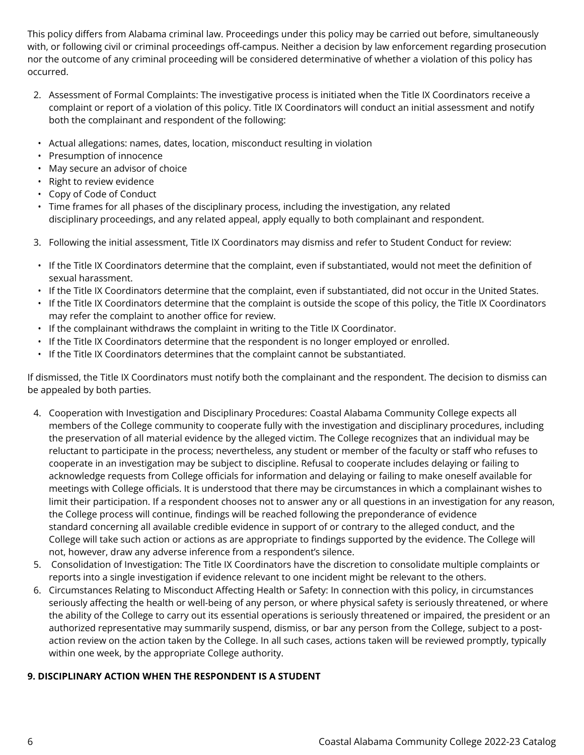This policy differs from Alabama criminal law. Proceedings under this policy may be carried out before, simultaneously with, or following civil or criminal proceedings off-campus. Neither a decision by law enforcement regarding prosecution nor the outcome of any criminal proceeding will be considered determinative of whether a violation of this policy has occurred.

2. Assessment of Formal Complaints: The investigative process is initiated when the Title IX Coordinators receive a complaint or report of a violation of this policy. Title IX Coordinators will conduct an initial assessment and notify both the complainant and respondent of the following:

- Actual allegations: names, dates, location, misconduct resulting in violation
- Presumption of innocence
- May secure an advisor of choice
- Right to review evidence
- Copy of Code of Conduct
- Time frames for all phases of the disciplinary process, including the investigation, any related disciplinary proceedings, and any related appeal, apply equally to both complainant and respondent.

3. Following the initial assessment, Title IX Coordinators may dismiss and refer to Student Conduct for review:

- If the Title IX Coordinators determine that the complaint, even if substantiated, would not meet the definition of sexual harassment.
- If the Title IX Coordinators determine that the complaint, even if substantiated, did not occur in the United States.
- If the Title IX Coordinators determine that the complaint is outside the scope of this policy, the Title IX Coordinators may refer the complaint to another office for review.
- If the complainant withdraws the complaint in writing to the Title IX Coordinator.
- If the Title IX Coordinators determine that the respondent is no longer employed or enrolled.
- If the Title IX Coordinators determines that the complaint cannot be substantiated.

If dismissed, the Title IX Coordinators must notify both the complainant and the respondent. The decision to dismiss can be appealed by both parties.

4. Cooperation with Investigation and Disciplinary Procedures: Coastal Alabama Community College expects all members of the College community to cooperate fully with the investigation and disciplinary procedures, including the preservation of all material evidence by the alleged victim. The College recognizes that an individual may be reluctant to participate in the process; nevertheless, any student or member of the faculty or staff who refuses to cooperate in an investigation may be subject to discipline. Refusal to cooperate includes delaying or failing to acknowledge requests from College officials for information and delaying or failing to make oneself available for meetings with College officials. It is understood that there may be circumstances in which a complainant wishes to limit their participation. If a respondent chooses not to answer any or all questions in an investigation for any reason, the College process will continue, findings will be reached following the preponderance of evidence standard concerning all available credible evidence in support of or contrary to the alleged conduct, and the College will take such action or actions as are appropriate to findings supported by the evidence. The College will not, however, draw any adverse inference from a respondent's silence.
5. Consolidation of Investigation: The Title IX Coordinators have the discretion to consolidate multiple complaints or reports into a single investigation if evidence relevant to one incident might be relevant to the others.
6. Circumstances Relating to Misconduct Affecting Health or Safety: In connection with this policy, in circumstances seriously affecting the health or well-being of any person, or where physical safety is seriously threatened, or where the ability of the College to carry out its essential operations is seriously threatened or impaired, the president or an authorized representative may summarily suspend, dismiss, or bar any person from the College, subject to a post-action review on the action taken by the College. In all such cases, actions taken will be reviewed promptly, typically within one week, by the appropriate College authority.

**9. DISCIPLINARY ACTION WHEN THE RESPONDENT IS A STUDENT**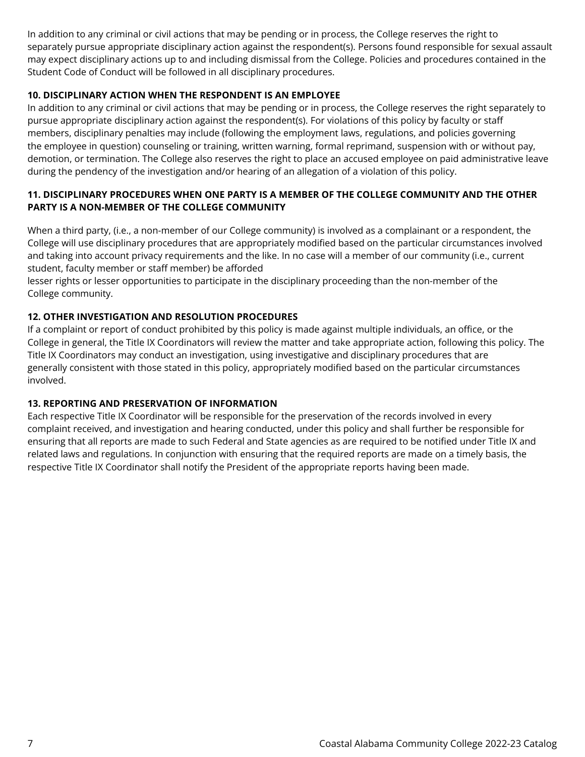In addition to any criminal or civil actions that may be pending or in process, the College reserves the right to separately pursue appropriate disciplinary action against the respondent(s). Persons found responsible for sexual assault may expect disciplinary actions up to and including dismissal from the College. Policies and procedures contained in the Student Code of Conduct will be followed in all disciplinary procedures.

**10. DISCIPLINARY ACTION WHEN THE RESPONDENT IS AN EMPLOYEE**

In addition to any criminal or civil actions that may be pending or in process, the College reserves the right separately to pursue appropriate disciplinary action against the respondent(s). For violations of this policy by faculty or staff members, disciplinary penalties may include (following the employment laws, regulations, and policies governing the employee in question) counseling or training, written warning, formal reprimand, suspension with or without pay, demotion, or termination. The College also reserves the right to place an accused employee on paid administrative leave during the pendency of the investigation and/or hearing of an allegation of a violation of this policy.

**11. DISCIPLINARY PROCEDURES WHEN ONE PARTY IS A MEMBER OF THE COLLEGE COMMUNITY AND THE OTHER PARTY IS A NON-MEMBER OF THE COLLEGE COMMUNITY**

When a third party, (i.e., a non-member of our College community) is involved as a complainant or a respondent, the College will use disciplinary procedures that are appropriately modified based on the particular circumstances involved and taking into account privacy requirements and the like. In no case will a member of our community (i.e., current student, faculty member or staff member) be afforded lesser rights or lesser opportunities to participate in the disciplinary proceeding than the non-member of the College community.

**12. OTHER INVESTIGATION AND RESOLUTION PROCEDURES**

If a complaint or report of conduct prohibited by this policy is made against multiple individuals, an office, or the College in general, the Title IX Coordinators will review the matter and take appropriate action, following this policy. The Title IX Coordinators may conduct an investigation, using investigative and disciplinary procedures that are generally consistent with those stated in this policy, appropriately modified based on the particular circumstances involved.

**13. REPORTING AND PRESERVATION OF INFORMATION**

Each respective Title IX Coordinator will be responsible for the preservation of the records involved in every complaint received, and investigation and hearing conducted, under this policy and shall further be responsible for ensuring that all reports are made to such Federal and State agencies as are required to be notified under Title IX and related laws and regulations. In conjunction with ensuring that the required reports are made on a timely basis, the respective Title IX Coordinator shall notify the President of the appropriate reports having been made.